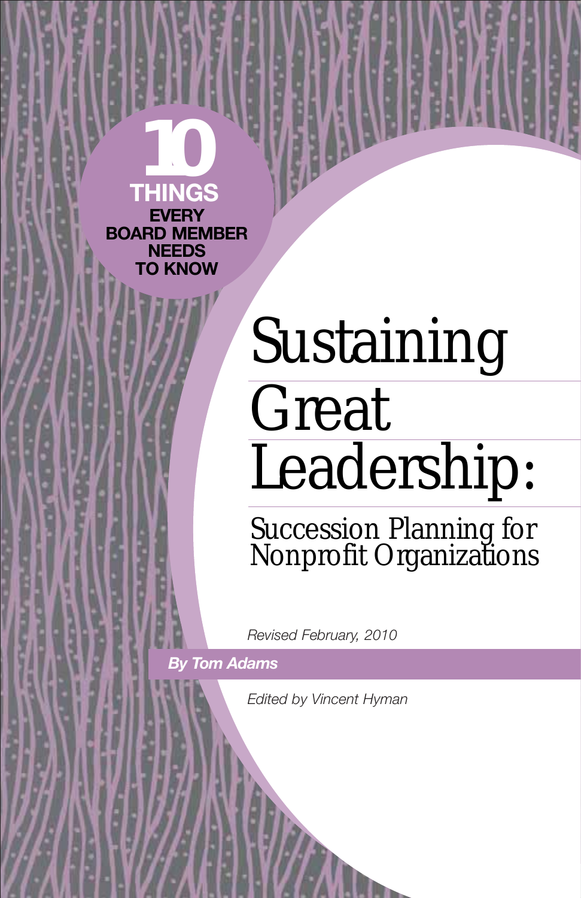**10 THINGS EVERY BOARD MEMBER NEEDS TO KNOW**

# Sustaining Great Leadership:

## Succession Planning for Nonprofit Organizations

*Revised February, 2010*

***By Tom Adams***

*Edited by Vincent Hyman*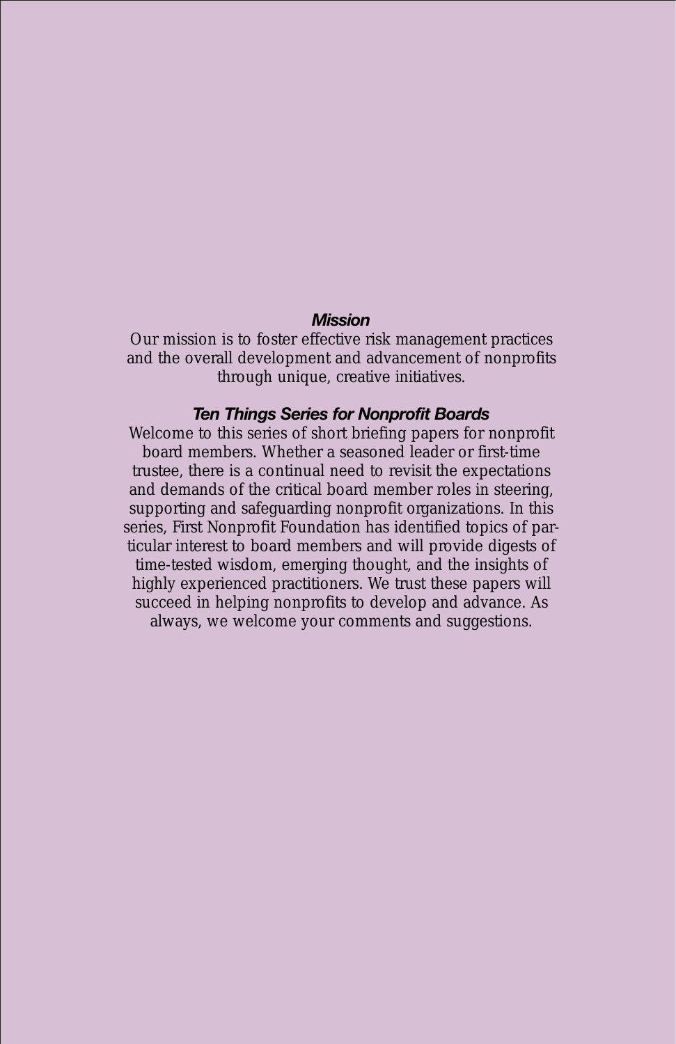## *Mission*

Our mission is to foster effective risk management practices and the overall development and advancement of nonprofits through unique, creative initiatives.

## *Ten Things Series for Nonprofit Boards*

Welcome to this series of short briefing papers for nonprofit board members. Whether a seasoned leader or first-time trustee, there is a continual need to revisit the expectations and demands of the critical board member roles in steering, supporting and safeguarding nonprofit organizations. In this series, First Nonprofit Foundation has identified topics of particular interest to board members and will provide digests of time-tested wisdom, emerging thought, and the insights of highly experienced practitioners. We trust these papers will succeed in helping nonprofits to develop and advance. As always, we welcome your comments and suggestions.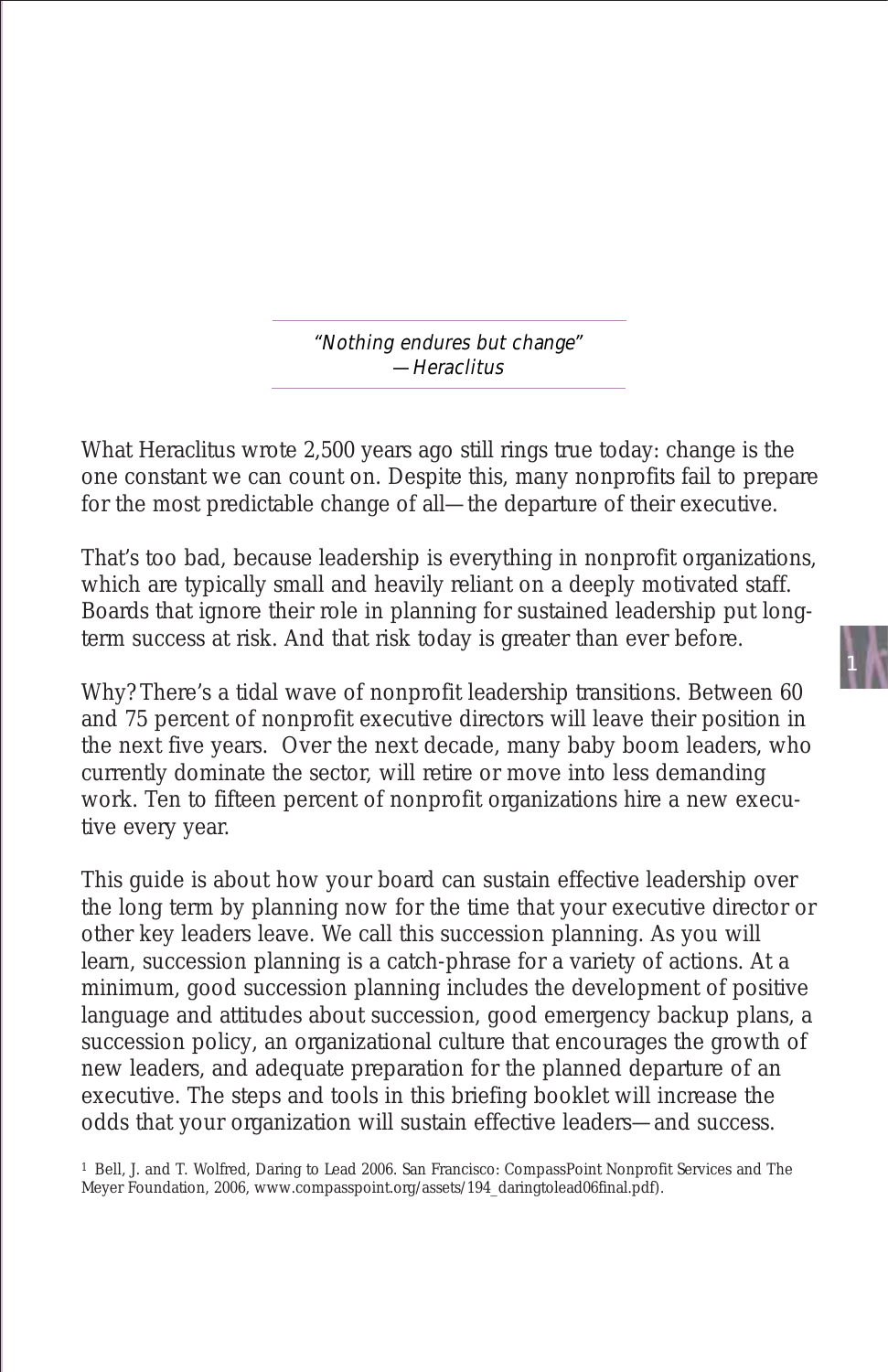*"Nothing endures but change"*
*—Heraclitus*

What Heraclitus wrote 2,500 years ago still rings true today: change is the one constant we can count on. Despite this, many nonprofits fail to prepare for the most predictable change of all—the departure of their executive.

That's too bad, because leadership is everything in nonprofit organizations, which are typically small and heavily reliant on a deeply motivated staff. Boards that ignore their role in planning for sustained leadership put long-term success at risk. And that risk today is greater than ever before.

Why? There's a tidal wave of nonprofit leadership transitions. Between 60 and 75 percent of nonprofit executive directors will leave their position in the next five years. Over the next decade, many baby boom leaders, who currently dominate the sector, will retire or move into less demanding work. Ten to fifteen percent of nonprofit organizations hire a new executive every year.

This guide is about how your board can sustain effective leadership over the long term by planning now for the time that your executive director or other key leaders leave. We call this succession planning. As you will learn, succession planning is a catch-phrase for a variety of actions. At a minimum, good succession planning includes the development of positive language and attitudes about succession, good emergency backup plans, a succession policy, an organizational culture that encourages the growth of new leaders, and adequate preparation for the planned departure of an executive. The steps and tools in this briefing booklet will increase the odds that your organization will sustain effective leaders—and success.

[1] Bell, J. and T. Wolfred, Daring to Lead 2006. San Francisco: CompassPoint Nonprofit Services and The Meyer Foundation, 2006, www.compasspoint.org/assets/194_daringtolead06final.pdf).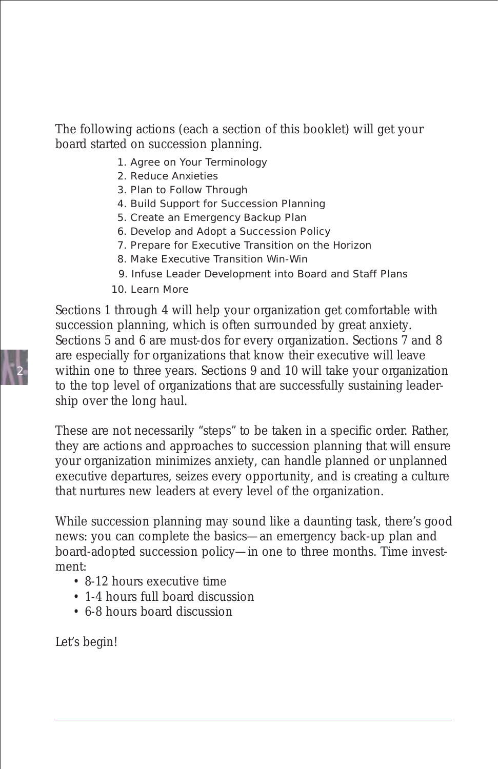The following actions (each a section of this booklet) will get your board started on succession planning.

1. Agree on Your Terminology
2. Reduce Anxieties
3. Plan to Follow Through
4. Build Support for Succession Planning
5. Create an Emergency Backup Plan
6. Develop and Adopt a Succession Policy
7. Prepare for Executive Transition on the Horizon
8. Make Executive Transition Win-Win
9. Infuse Leader Development into Board and Staff Plans
10. Learn More

Sections 1 through 4 will help your organization get comfortable with succession planning, which is often surrounded by great anxiety. Sections 5 and 6 are must-dos for every organization. Sections 7 and 8 are especially for organizations that know their executive will leave within one to three years. Sections 9 and 10 will take your organization to the top level of organizations that are successfully sustaining leadership over the long haul.

These are not necessarily "steps" to be taken in a specific order. Rather, they are actions and approaches to succession planning that will ensure your organization minimizes anxiety, can handle planned or unplanned executive departures, seizes every opportunity, and is creating a culture that nurtures new leaders at every level of the organization.

While succession planning may sound like a daunting task, there's good news: you can complete the basics—an emergency back-up plan and board-adopted succession policy—in one to three months. Time investment:

- 8-12 hours executive time
- 1-4 hours full board discussion
- 6-8 hours board discussion

Let's begin!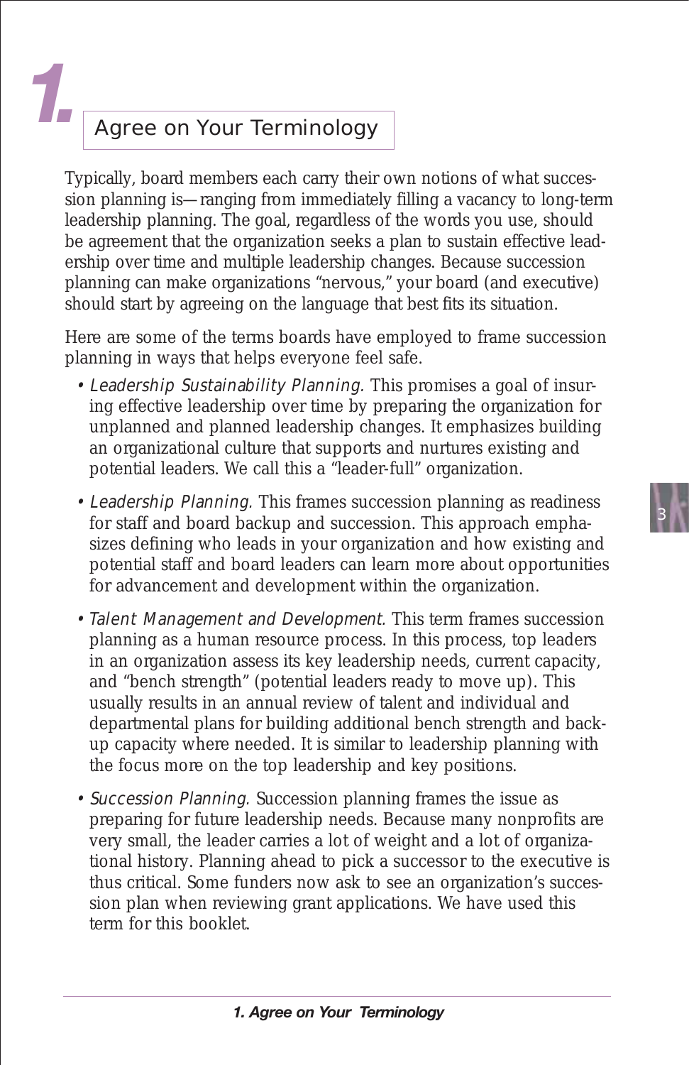# 1. Agree on Your Terminology

Typically, board members each carry their own notions of what succession planning is—ranging from immediately filling a vacancy to long-term leadership planning. The goal, regardless of the words you use, should be agreement that the organization seeks a plan to sustain effective leadership over time and multiple leadership changes. Because succession planning can make organizations "nervous," your board (and executive) should start by agreeing on the language that best fits its situation.

Here are some of the terms boards have employed to frame succession planning in ways that helps everyone feel safe.

- *Leadership Sustainability Planning.* This promises a goal of insuring effective leadership over time by preparing the organization for unplanned and planned leadership changes. It emphasizes building an organizational culture that supports and nurtures existing and potential leaders. We call this a "leader-full" organization.

- *Leadership Planning.* This frames succession planning as readiness for staff and board backup and succession. This approach emphasizes defining who leads in your organization and how existing and potential staff and board leaders can learn more about opportunities for advancement and development within the organization.

- *Talent Management and Development.* This term frames succession planning as a human resource process. In this process, top leaders in an organization assess its key leadership needs, current capacity, and "bench strength" (potential leaders ready to move up). This usually results in an annual review of talent and individual and departmental plans for building additional bench strength and backup capacity where needed. It is similar to leadership planning with the focus more on the top leadership and key positions.

- *Succession Planning.* Succession planning frames the issue as preparing for future leadership needs. Because many nonprofits are very small, the leader carries a lot of weight and a lot of organizational history. Planning ahead to pick a successor to the executive is thus critical. Some funders now ask to see an organization's succession plan when reviewing grant applications. We have used this term for this booklet.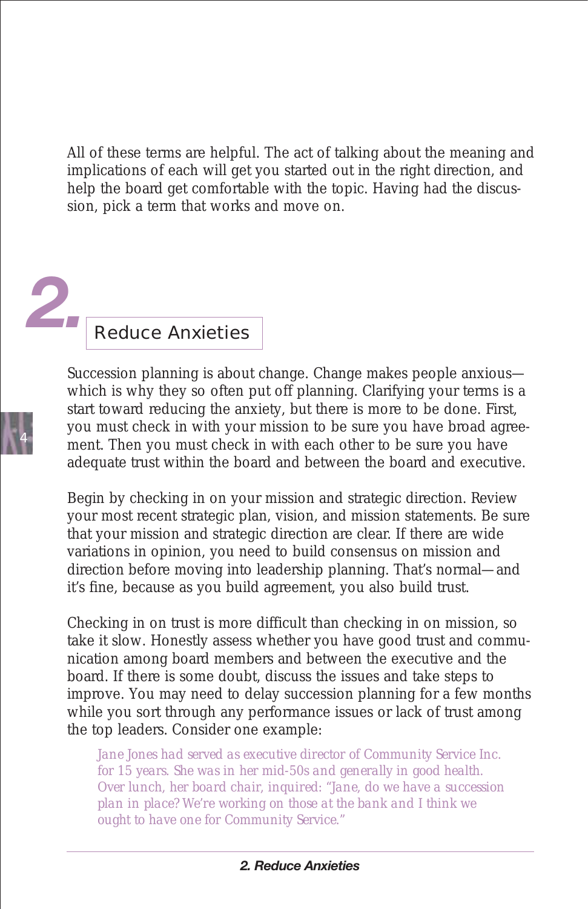All of these terms are helpful. The act of talking about the meaning and implications of each will get you started out in the right direction, and help the board get comfortable with the topic. Having had the discussion, pick a term that works and move on.

## 2. Reduce Anxieties

Succession planning is about change. Change makes people anxious—which is why they so often put off planning. Clarifying your terms is a start toward reducing the anxiety, but there is more to be done. First, you must check in with your mission to be sure you have broad agreement. Then you must check in with each other to be sure you have adequate trust within the board and between the board and executive.

Begin by checking in on your mission and strategic direction. Review your most recent strategic plan, vision, and mission statements. Be sure that your mission and strategic direction are clear. If there are wide variations in opinion, you need to build consensus on mission and direction before moving into leadership planning. That's normal—and it's fine, because as you build agreement, you also build trust.

Checking in on trust is more difficult than checking in on mission, so take it slow. Honestly assess whether you have good trust and communication among board members and between the executive and the board. If there is some doubt, discuss the issues and take steps to improve. You may need to delay succession planning for a few months while you sort through any performance issues or lack of trust among the top leaders. Consider one example:

> *Jane Jones had served as executive director of Community Service Inc. for 15 years. She was in her mid-50s and generally in good health. Over lunch, her board chair, inquired: "Jane, do we have a succession plan in place? We're working on those at the bank and I think we ought to have one for Community Service."*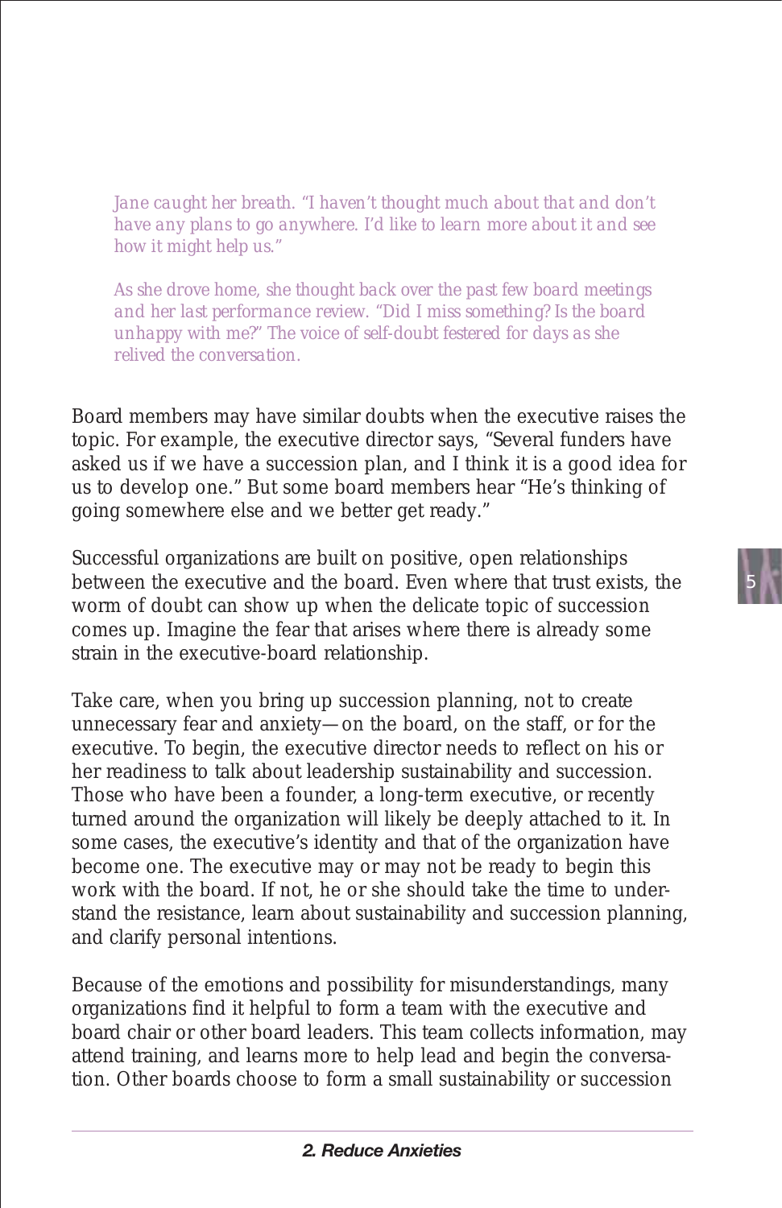*Jane caught her breath. "I haven't thought much about that and don't have any plans to go anywhere. I'd like to learn more about it and see how it might help us."*

*As she drove home, she thought back over the past few board meetings and her last performance review. "Did I miss something? Is the board unhappy with me?" The voice of self-doubt festered for days as she relived the conversation.*

Board members may have similar doubts when the executive raises the topic. For example, the executive director says, "Several funders have asked us if we have a succession plan, and I think it is a good idea for us to develop one." But some board members hear "He's thinking of going somewhere else and we better get ready."

Successful organizations are built on positive, open relationships between the executive and the board. Even where that trust exists, the worm of doubt can show up when the delicate topic of succession comes up. Imagine the fear that arises where there is already some strain in the executive-board relationship.

Take care, when you bring up succession planning, not to create unnecessary fear and anxiety—on the board, on the staff, or for the executive. To begin, the executive director needs to reflect on his or her readiness to talk about leadership sustainability and succession. Those who have been a founder, a long-term executive, or recently turned around the organization will likely be deeply attached to it. In some cases, the executive's identity and that of the organization have become one. The executive may or may not be ready to begin this work with the board. If not, he or she should take the time to understand the resistance, learn about sustainability and succession planning, and clarify personal intentions.

Because of the emotions and possibility for misunderstandings, many organizations find it helpful to form a team with the executive and board chair or other board leaders. This team collects information, may attend training, and learns more to help lead and begin the conversation. Other boards choose to form a small sustainability or succession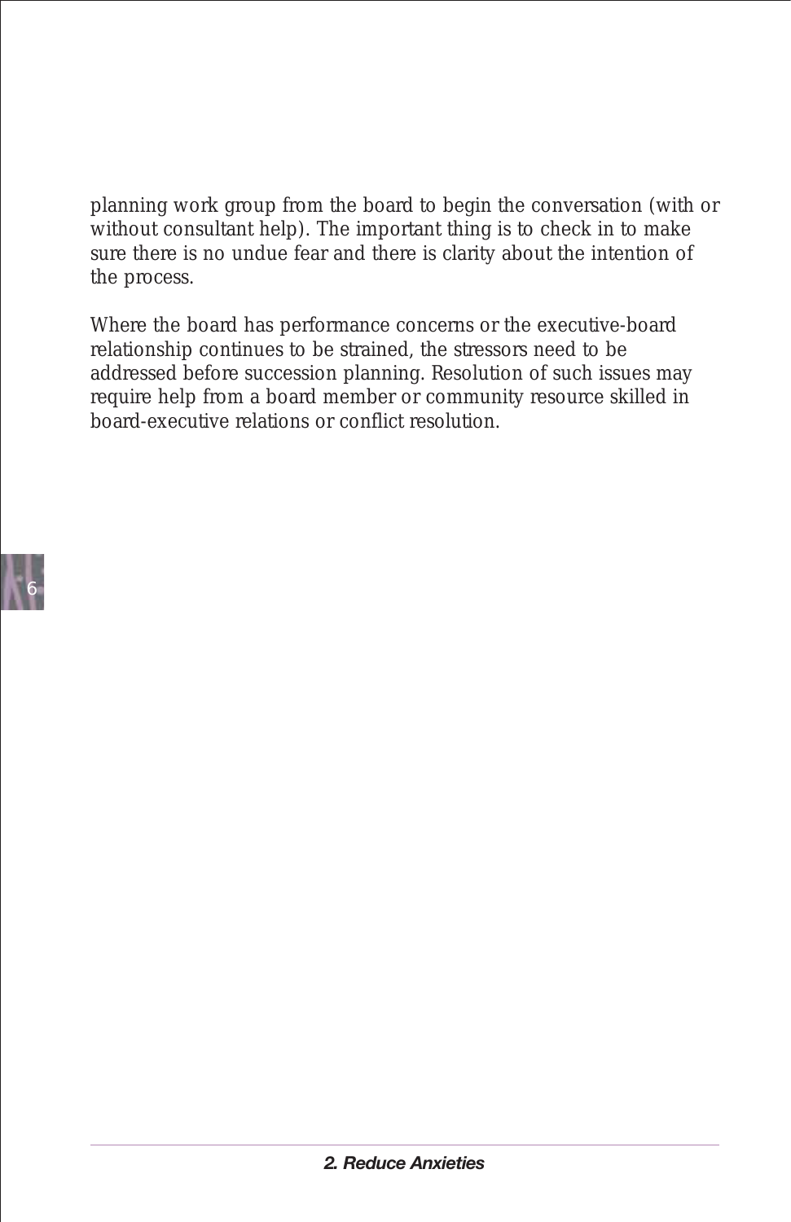planning work group from the board to begin the conversation (with or without consultant help). The important thing is to check in to make sure there is no undue fear and there is clarity about the intention of the process.

Where the board has performance concerns or the executive-board relationship continues to be strained, the stressors need to be addressed before succession planning. Resolution of such issues may require help from a board member or community resource skilled in board-executive relations or conflict resolution.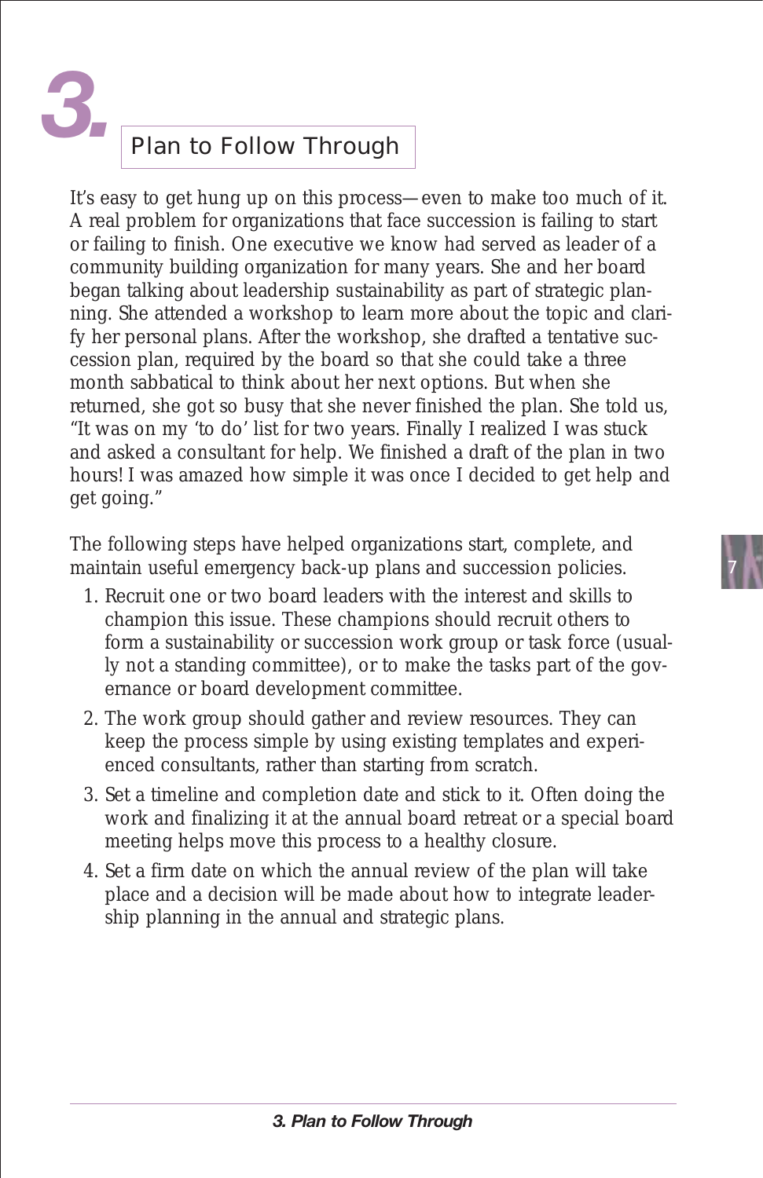# 3. Plan to Follow Through

It's easy to get hung up on this process—even to make too much of it. A real problem for organizations that face succession is failing to start or failing to finish. One executive we know had served as leader of a community building organization for many years. She and her board began talking about leadership sustainability as part of strategic planning. She attended a workshop to learn more about the topic and clarify her personal plans. After the workshop, she drafted a tentative succession plan, required by the board so that she could take a three month sabbatical to think about her next options. But when she returned, she got so busy that she never finished the plan. She told us, "It was on my 'to do' list for two years. Finally I realized I was stuck and asked a consultant for help. We finished a draft of the plan in two hours! I was amazed how simple it was once I decided to get help and get going."

The following steps have helped organizations start, complete, and maintain useful emergency back-up plans and succession policies.

1. Recruit one or two board leaders with the interest and skills to champion this issue. These champions should recruit others to form a sustainability or succession work group or task force (usually not a standing committee), or to make the tasks part of the governance or board development committee.
2. The work group should gather and review resources. They can keep the process simple by using existing templates and experienced consultants, rather than starting from scratch.
3. Set a timeline and completion date and stick to it. Often doing the work and finalizing it at the annual board retreat or a special board meeting helps move this process to a healthy closure.
4. Set a firm date on which the annual review of the plan will take place and a decision will be made about how to integrate leadership planning in the annual and strategic plans.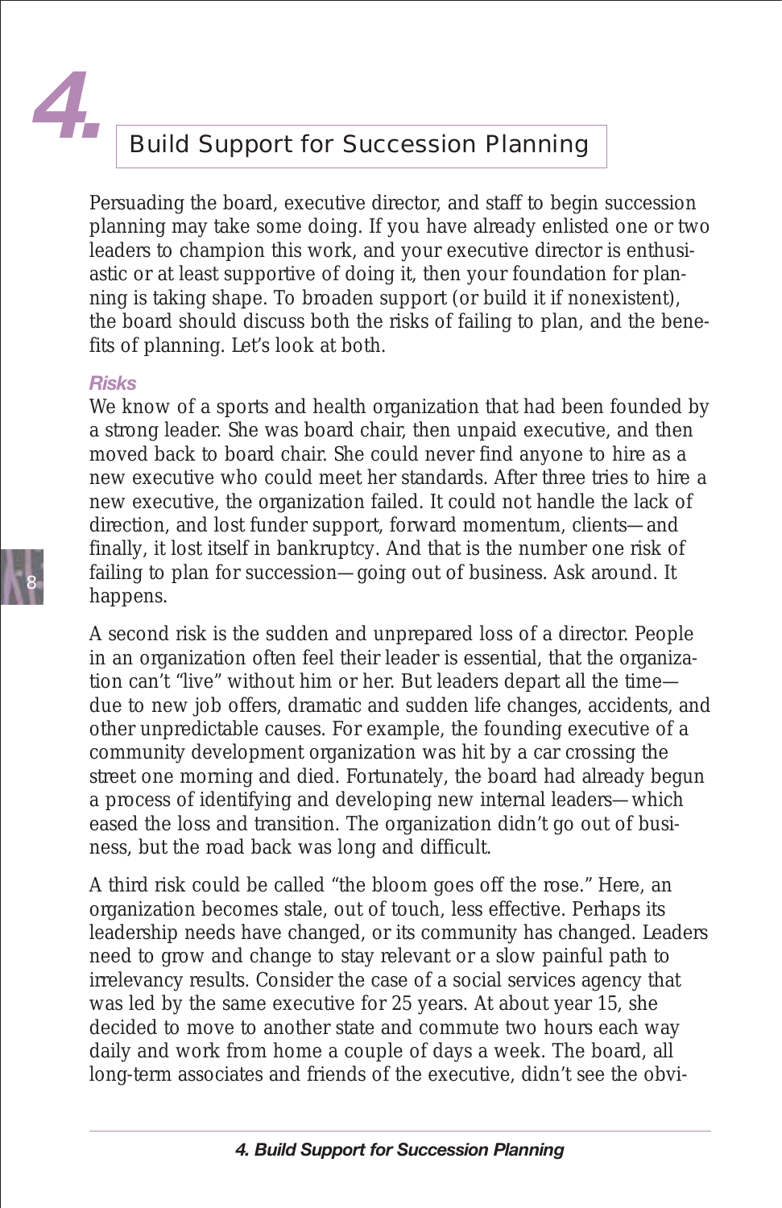# 4. Build Support for Succession Planning

Persuading the board, executive director, and staff to begin succession planning may take some doing. If you have already enlisted one or two leaders to champion this work, and your executive director is enthusiastic or at least supportive of doing it, then your foundation for planning is taking shape. To broaden support (or build it if nonexistent), the board should discuss both the risks of failing to plan, and the benefits of planning. Let's look at both.

### *Risks*

We know of a sports and health organization that had been founded by a strong leader. She was board chair, then unpaid executive, and then moved back to board chair. She could never find anyone to hire as a new executive who could meet her standards. After three tries to hire a new executive, the organization failed. It could not handle the lack of direction, and lost funder support, forward momentum, clients—and finally, it lost itself in bankruptcy. And that is the number one risk of failing to plan for succession—going out of business. Ask around. It happens.

A second risk is the sudden and unprepared loss of a director. People in an organization often feel their leader is essential, that the organization can't "live" without him or her. But leaders depart all the time—due to new job offers, dramatic and sudden life changes, accidents, and other unpredictable causes. For example, the founding executive of a community development organization was hit by a car crossing the street one morning and died. Fortunately, the board had already begun a process of identifying and developing new internal leaders—which eased the loss and transition. The organization didn't go out of business, but the road back was long and difficult.

A third risk could be called "the bloom goes off the rose." Here, an organization becomes stale, out of touch, less effective. Perhaps its leadership needs have changed, or its community has changed. Leaders need to grow and change to stay relevant or a slow painful path to irrelevancy results. Consider the case of a social services agency that was led by the same executive for 25 years. At about year 15, she decided to move to another state and commute two hours each way daily and work from home a couple of days a week. The board, all long-term associates and friends of the executive, didn't see the obvi-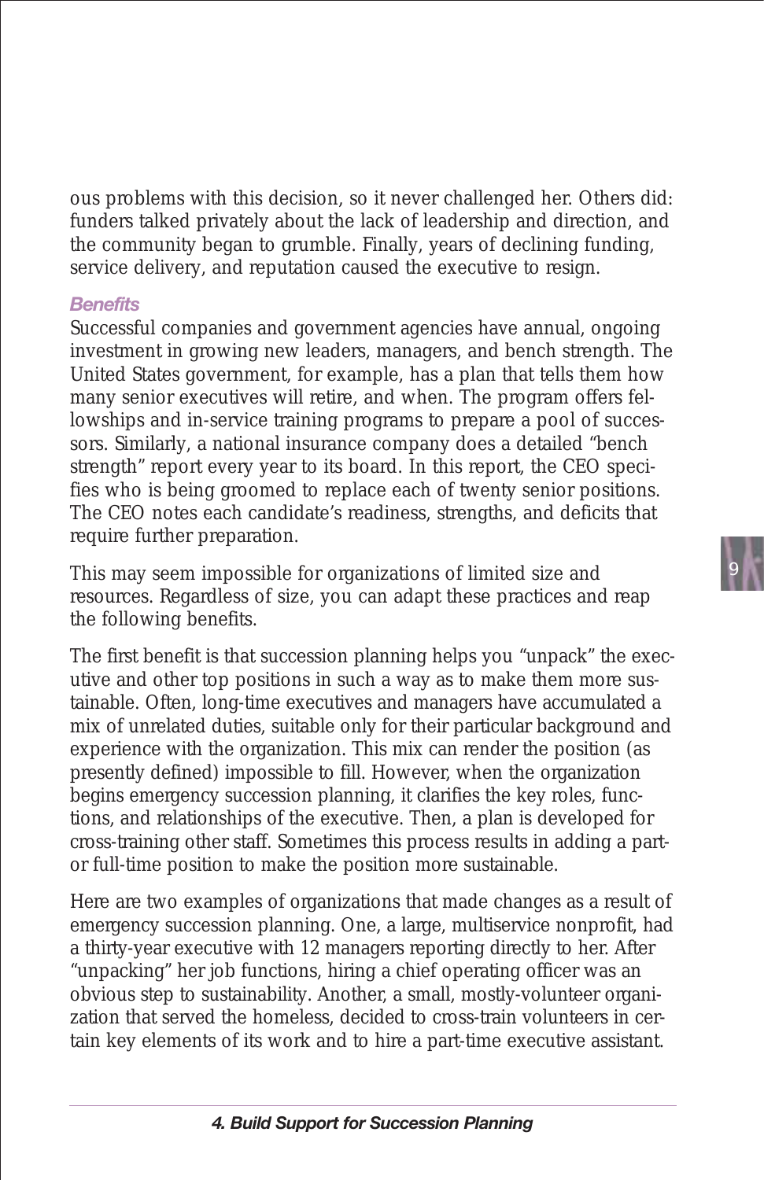ous problems with this decision, so it never challenged her. Others did: funders talked privately about the lack of leadership and direction, and the community began to grumble. Finally, years of declining funding, service delivery, and reputation caused the executive to resign.

### *Benefits*

Successful companies and government agencies have annual, ongoing investment in growing new leaders, managers, and bench strength. The United States government, for example, has a plan that tells them how many senior executives will retire, and when. The program offers fellowships and in-service training programs to prepare a pool of successors. Similarly, a national insurance company does a detailed "bench strength" report every year to its board. In this report, the CEO specifies who is being groomed to replace each of twenty senior positions. The CEO notes each candidate's readiness, strengths, and deficits that require further preparation.

This may seem impossible for organizations of limited size and resources. Regardless of size, you can adapt these practices and reap the following benefits.

The first benefit is that succession planning helps you "unpack" the executive and other top positions in such a way as to make them more sustainable. Often, long-time executives and managers have accumulated a mix of unrelated duties, suitable only for their particular background and experience with the organization. This mix can render the position (as presently defined) impossible to fill. However, when the organization begins emergency succession planning, it clarifies the key roles, functions, and relationships of the executive. Then, a plan is developed for cross-training other staff. Sometimes this process results in adding a part- or full-time position to make the position more sustainable.

Here are two examples of organizations that made changes as a result of emergency succession planning. One, a large, multiservice nonprofit, had a thirty-year executive with 12 managers reporting directly to her. After "unpacking" her job functions, hiring a chief operating officer was an obvious step to sustainability. Another, a small, mostly-volunteer organization that served the homeless, decided to cross-train volunteers in certain key elements of its work and to hire a part-time executive assistant.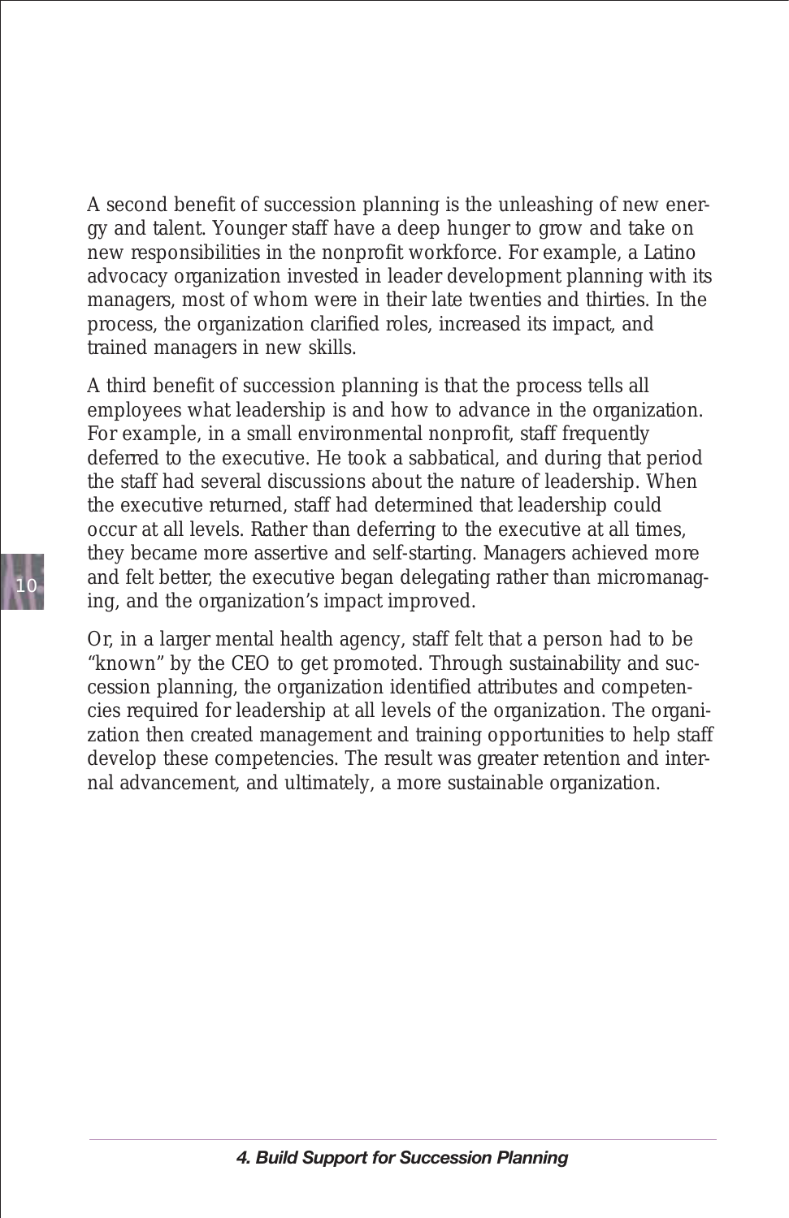A second benefit of succession planning is the unleashing of new energy and talent. Younger staff have a deep hunger to grow and take on new responsibilities in the nonprofit workforce. For example, a Latino advocacy organization invested in leader development planning with its managers, most of whom were in their late twenties and thirties. In the process, the organization clarified roles, increased its impact, and trained managers in new skills.

A third benefit of succession planning is that the process tells all employees what leadership is and how to advance in the organization. For example, in a small environmental nonprofit, staff frequently deferred to the executive. He took a sabbatical, and during that period the staff had several discussions about the nature of leadership. When the executive returned, staff had determined that leadership could occur at all levels. Rather than deferring to the executive at all times, they became more assertive and self-starting. Managers achieved more and felt better, the executive began delegating rather than micromanaging, and the organization's impact improved.

Or, in a larger mental health agency, staff felt that a person had to be "known" by the CEO to get promoted. Through sustainability and succession planning, the organization identified attributes and competencies required for leadership at all levels of the organization. The organization then created management and training opportunities to help staff develop these competencies. The result was greater retention and internal advancement, and ultimately, a more sustainable organization.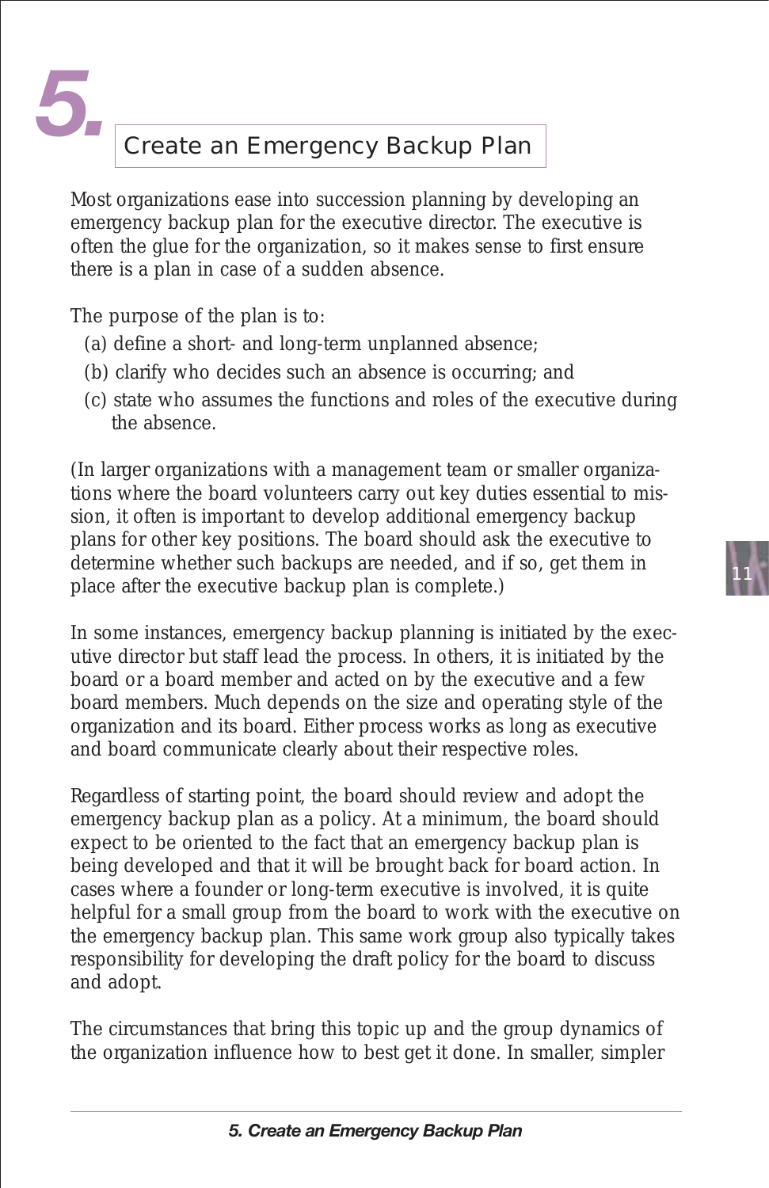# 5. Create an Emergency Backup Plan

Most organizations ease into succession planning by developing an emergency backup plan for the executive director. The executive is often the glue for the organization, so it makes sense to first ensure there is a plan in case of a sudden absence.

The purpose of the plan is to:

(a) define a short- and long-term unplanned absence;
(b) clarify who decides such an absence is occurring; and
(c) state who assumes the functions and roles of the executive during the absence.

(In larger organizations with a management team or smaller organizations where the board volunteers carry out key duties essential to mission, it often is important to develop additional emergency backup plans for other key positions. The board should ask the executive to determine whether such backups are needed, and if so, get them in place after the executive backup plan is complete.)

In some instances, emergency backup planning is initiated by the executive director but staff lead the process. In others, it is initiated by the board or a board member and acted on by the executive and a few board members. Much depends on the size and operating style of the organization and its board. Either process works as long as executive and board communicate clearly about their respective roles.

Regardless of starting point, the board should review and adopt the emergency backup plan as a policy. At a minimum, the board should expect to be oriented to the fact that an emergency backup plan is being developed and that it will be brought back for board action. In cases where a founder or long-term executive is involved, it is quite helpful for a small group from the board to work with the executive on the emergency backup plan. This same work group also typically takes responsibility for developing the draft policy for the board to discuss and adopt.

The circumstances that bring this topic up and the group dynamics of the organization influence how to best get it done. In smaller, simpler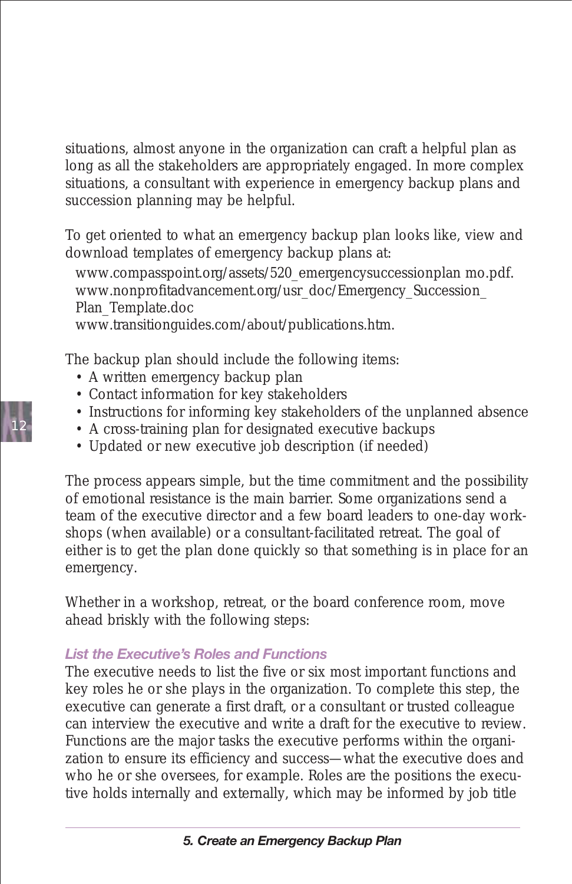situations, almost anyone in the organization can craft a helpful plan as long as all the stakeholders are appropriately engaged. In more complex situations, a consultant with experience in emergency backup plans and succession planning may be helpful.

To get oriented to what an emergency backup plan looks like, view and download templates of emergency backup plans at:

www.compasspoint.org/assets/520_emergencysuccessionplan mo.pdf.
www.nonprofitadvancement.org/usr_doc/Emergency_Succession_Plan_Template.doc
www.transitionguides.com/about/publications.htm.

The backup plan should include the following items:

- A written emergency backup plan
- Contact information for key stakeholders
- Instructions for informing key stakeholders of the unplanned absence
- A cross-training plan for designated executive backups
- Updated or new executive job description (if needed)

The process appears simple, but the time commitment and the possibility of emotional resistance is the main barrier. Some organizations send a team of the executive director and a few board leaders to one-day workshops (when available) or a consultant-facilitated retreat. The goal of either is to get the plan done quickly so that something is in place for an emergency.

Whether in a workshop, retreat, or the board conference room, move ahead briskly with the following steps:

### *List the Executive's Roles and Functions*

The executive needs to list the five or six most important functions and key roles he or she plays in the organization. To complete this step, the executive can generate a first draft, or a consultant or trusted colleague can interview the executive and write a draft for the executive to review. Functions are the major tasks the executive performs within the organization to ensure its efficiency and success—what the executive does and who he or she oversees, for example. Roles are the positions the executive holds internally and externally, which may be informed by job title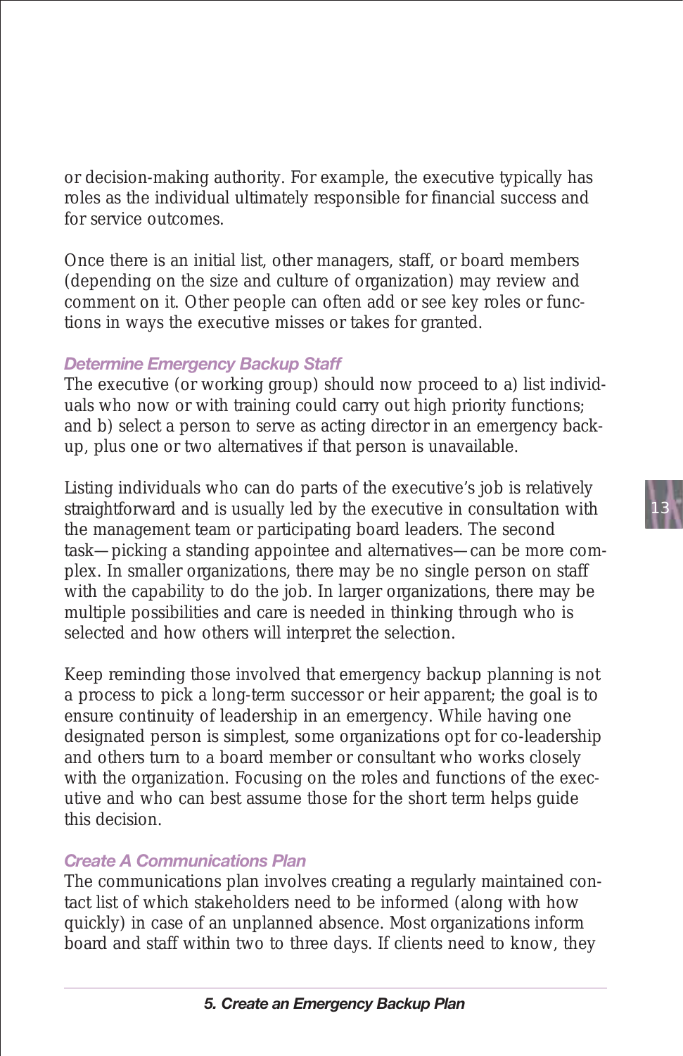or decision-making authority. For example, the executive typically has roles as the individual ultimately responsible for financial success and for service outcomes.

Once there is an initial list, other managers, staff, or board members (depending on the size and culture of organization) may review and comment on it. Other people can often add or see key roles or functions in ways the executive misses or takes for granted.

### *Determine Emergency Backup Staff*

The executive (or working group) should now proceed to a) list individuals who now or with training could carry out high priority functions; and b) select a person to serve as acting director in an emergency backup, plus one or two alternatives if that person is unavailable.

Listing individuals who can do parts of the executive's job is relatively straightforward and is usually led by the executive in consultation with the management team or participating board leaders. The second task—picking a standing appointee and alternatives—can be more complex. In smaller organizations, there may be no single person on staff with the capability to do the job. In larger organizations, there may be multiple possibilities and care is needed in thinking through who is selected and how others will interpret the selection.

Keep reminding those involved that emergency backup planning is not a process to pick a long-term successor or heir apparent; the goal is to ensure continuity of leadership in an emergency. While having one designated person is simplest, some organizations opt for co-leadership and others turn to a board member or consultant who works closely with the organization. Focusing on the roles and functions of the executive and who can best assume those for the short term helps guide this decision.

### *Create A Communications Plan*

The communications plan involves creating a regularly maintained contact list of which stakeholders need to be informed (along with how quickly) in case of an unplanned absence. Most organizations inform board and staff within two to three days. If clients need to know, they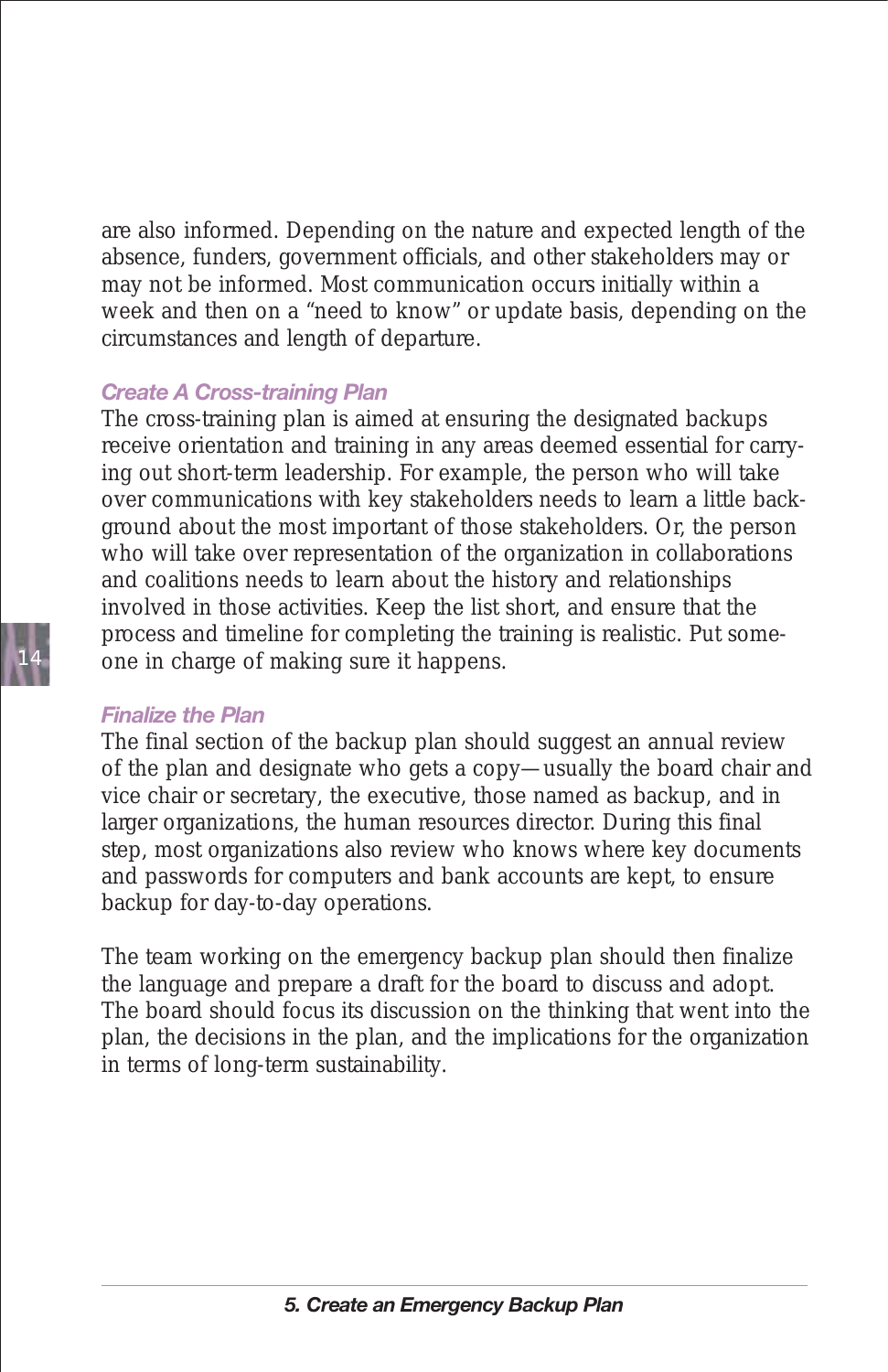are also informed. Depending on the nature and expected length of the absence, funders, government officials, and other stakeholders may or may not be informed. Most communication occurs initially within a week and then on a "need to know" or update basis, depending on the circumstances and length of departure.

### *Create A Cross-training Plan*

The cross-training plan is aimed at ensuring the designated backups receive orientation and training in any areas deemed essential for carrying out short-term leadership. For example, the person who will take over communications with key stakeholders needs to learn a little background about the most important of those stakeholders. Or, the person who will take over representation of the organization in collaborations and coalitions needs to learn about the history and relationships involved in those activities. Keep the list short, and ensure that the process and timeline for completing the training is realistic. Put someone in charge of making sure it happens.

### *Finalize the Plan*

The final section of the backup plan should suggest an annual review of the plan and designate who gets a copy—usually the board chair and vice chair or secretary, the executive, those named as backup, and in larger organizations, the human resources director. During this final step, most organizations also review who knows where key documents and passwords for computers and bank accounts are kept, to ensure backup for day-to-day operations.

The team working on the emergency backup plan should then finalize the language and prepare a draft for the board to discuss and adopt. The board should focus its discussion on the thinking that went into the plan, the decisions in the plan, and the implications for the organization in terms of long-term sustainability.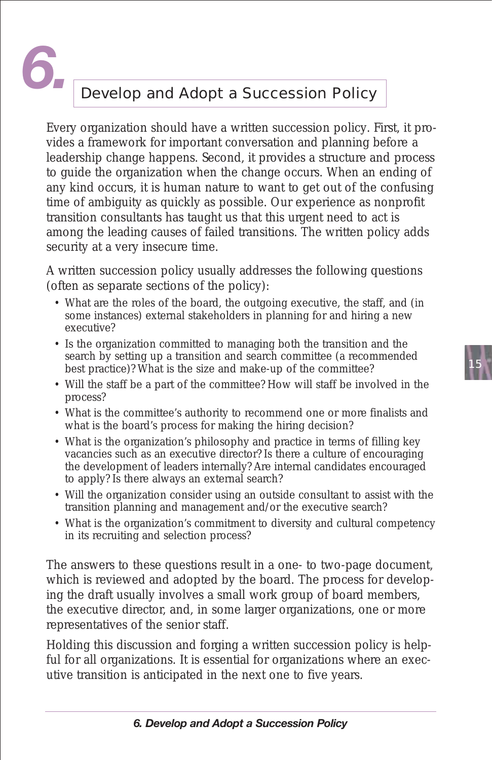# 6. Develop and Adopt a Succession Policy

Every organization should have a written succession policy. First, it provides a framework for important conversation and planning before a leadership change happens. Second, it provides a structure and process to guide the organization when the change occurs. When an ending of any kind occurs, it is human nature to want to get out of the confusing time of ambiguity as quickly as possible. Our experience as nonprofit transition consultants has taught us that this urgent need to act is among the leading causes of failed transitions. The written policy adds security at a very insecure time.

A written succession policy usually addresses the following questions (often as separate sections of the policy):

- What are the roles of the board, the outgoing executive, the staff, and (in some instances) external stakeholders in planning for and hiring a new executive?
- Is the organization committed to managing both the transition and the search by setting up a transition and search committee (a recommended best practice)? What is the size and make-up of the committee?
- Will the staff be a part of the committee? How will staff be involved in the process?
- What is the committee's authority to recommend one or more finalists and what is the board's process for making the hiring decision?
- What is the organization's philosophy and practice in terms of filling key vacancies such as an executive director? Is there a culture of encouraging the development of leaders internally? Are internal candidates encouraged to apply? Is there always an external search?
- Will the organization consider using an outside consultant to assist with the transition planning and management and/or the executive search?
- What is the organization's commitment to diversity and cultural competency in its recruiting and selection process?

The answers to these questions result in a one- to two-page document, which is reviewed and adopted by the board. The process for developing the draft usually involves a small work group of board members, the executive director, and, in some larger organizations, one or more representatives of the senior staff.

Holding this discussion and forging a written succession policy is helpful for all organizations. It is essential for organizations where an executive transition is anticipated in the next one to five years.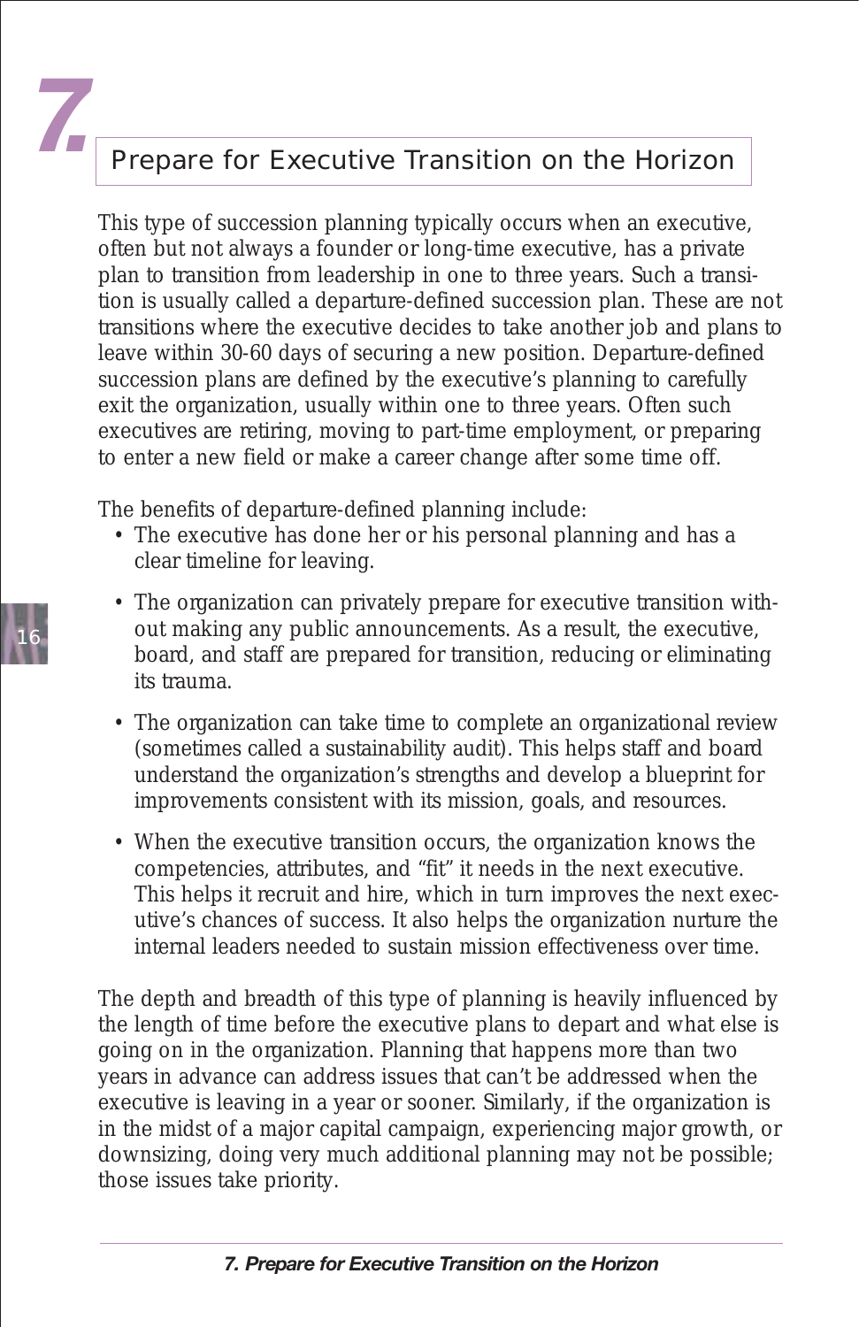# 7. Prepare for Executive Transition on the Horizon

This type of succession planning typically occurs when an executive, often but not always a founder or long-time executive, has a private plan to transition from leadership in one to three years. Such a transition is usually called a departure-defined succession plan. These are not transitions where the executive decides to take another job and plans to leave within 30-60 days of securing a new position. Departure-defined succession plans are defined by the executive's planning to carefully exit the organization, usually within one to three years. Often such executives are retiring, moving to part-time employment, or preparing to enter a new field or make a career change after some time off.

The benefits of departure-defined planning include:

- The executive has done her or his personal planning and has a clear timeline for leaving.
- The organization can privately prepare for executive transition without making any public announcements. As a result, the executive, board, and staff are prepared for transition, reducing or eliminating its trauma.
- The organization can take time to complete an organizational review (sometimes called a sustainability audit). This helps staff and board understand the organization's strengths and develop a blueprint for improvements consistent with its mission, goals, and resources.
- When the executive transition occurs, the organization knows the competencies, attributes, and "fit" it needs in the next executive. This helps it recruit and hire, which in turn improves the next executive's chances of success. It also helps the organization nurture the internal leaders needed to sustain mission effectiveness over time.

The depth and breadth of this type of planning is heavily influenced by the length of time before the executive plans to depart and what else is going on in the organization. Planning that happens more than two years in advance can address issues that can't be addressed when the executive is leaving in a year or sooner. Similarly, if the organization is in the midst of a major capital campaign, experiencing major growth, or downsizing, doing very much additional planning may not be possible; those issues take priority.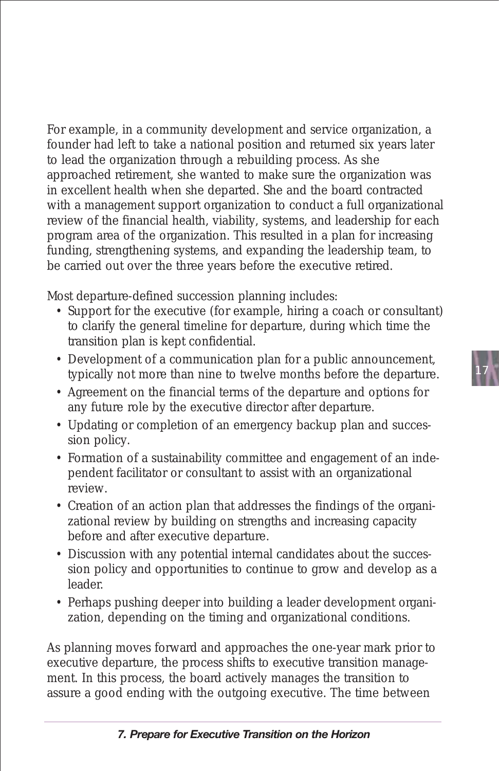For example, in a community development and service organization, a founder had left to take a national position and returned six years later to lead the organization through a rebuilding process. As she approached retirement, she wanted to make sure the organization was in excellent health when she departed. She and the board contracted with a management support organization to conduct a full organizational review of the financial health, viability, systems, and leadership for each program area of the organization. This resulted in a plan for increasing funding, strengthening systems, and expanding the leadership team, to be carried out over the three years before the executive retired.

Most departure-defined succession planning includes:

- Support for the executive (for example, hiring a coach or consultant) to clarify the general timeline for departure, during which time the transition plan is kept confidential.
- Development of a communication plan for a public announcement, typically not more than nine to twelve months before the departure.
- Agreement on the financial terms of the departure and options for any future role by the executive director after departure.
- Updating or completion of an emergency backup plan and succession policy.
- Formation of a sustainability committee and engagement of an independent facilitator or consultant to assist with an organizational review.
- Creation of an action plan that addresses the findings of the organizational review by building on strengths and increasing capacity before and after executive departure.
- Discussion with any potential internal candidates about the succession policy and opportunities to continue to grow and develop as a leader.
- Perhaps pushing deeper into building a leader development organization, depending on the timing and organizational conditions.

As planning moves forward and approaches the one-year mark prior to executive departure, the process shifts to executive transition management. In this process, the board actively manages the transition to assure a good ending with the outgoing executive. The time between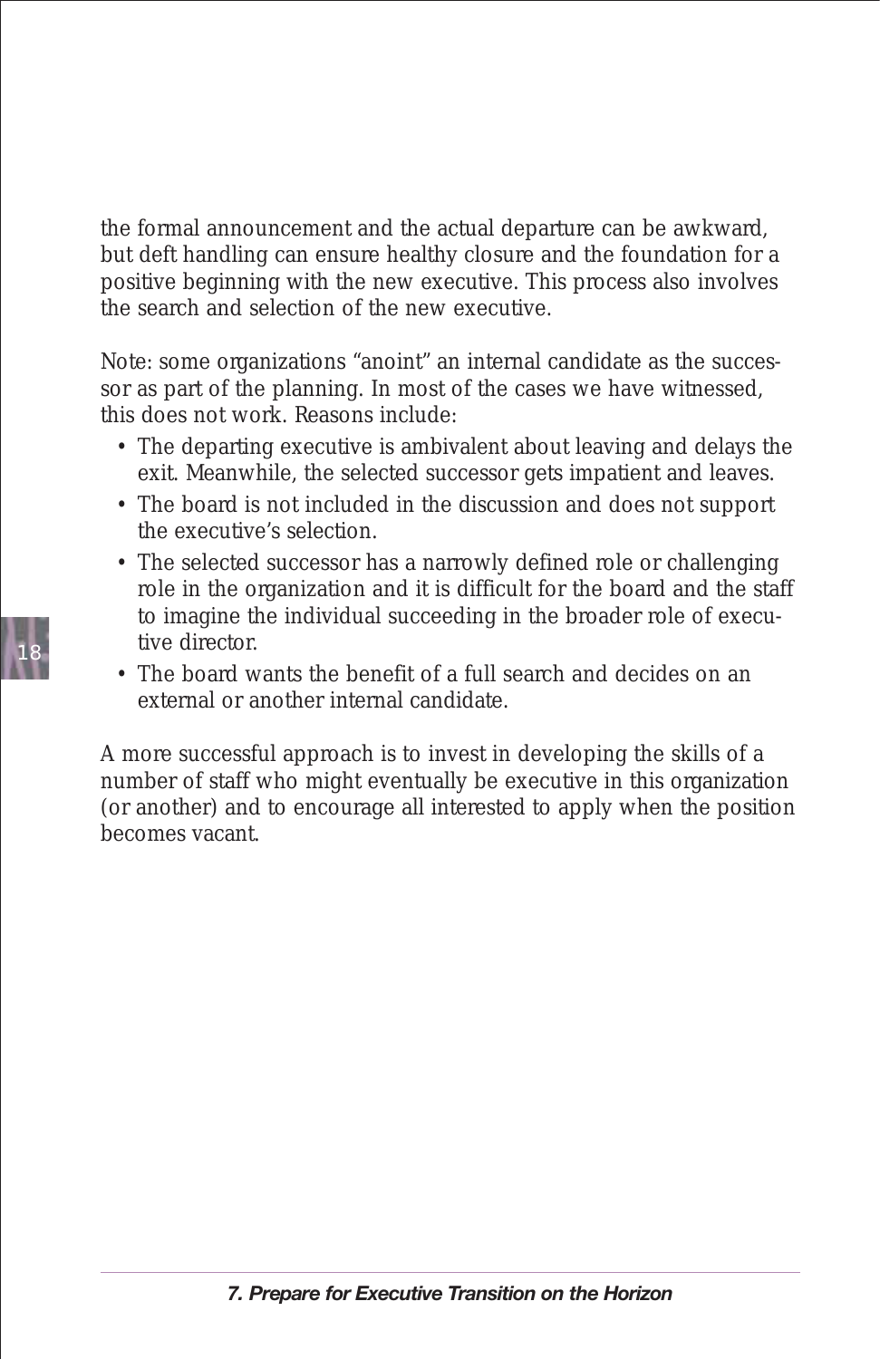the formal announcement and the actual departure can be awkward, but deft handling can ensure healthy closure and the foundation for a positive beginning with the new executive. This process also involves the search and selection of the new executive.

Note: some organizations "anoint" an internal candidate as the successor as part of the planning. In most of the cases we have witnessed, this does not work. Reasons include:

- The departing executive is ambivalent about leaving and delays the exit. Meanwhile, the selected successor gets impatient and leaves.
- The board is not included in the discussion and does not support the executive's selection.
- The selected successor has a narrowly defined role or challenging role in the organization and it is difficult for the board and the staff to imagine the individual succeeding in the broader role of executive director.
- The board wants the benefit of a full search and decides on an external or another internal candidate.

A more successful approach is to invest in developing the skills of a number of staff who might eventually be executive in this organization (or another) and to encourage all interested to apply when the position becomes vacant.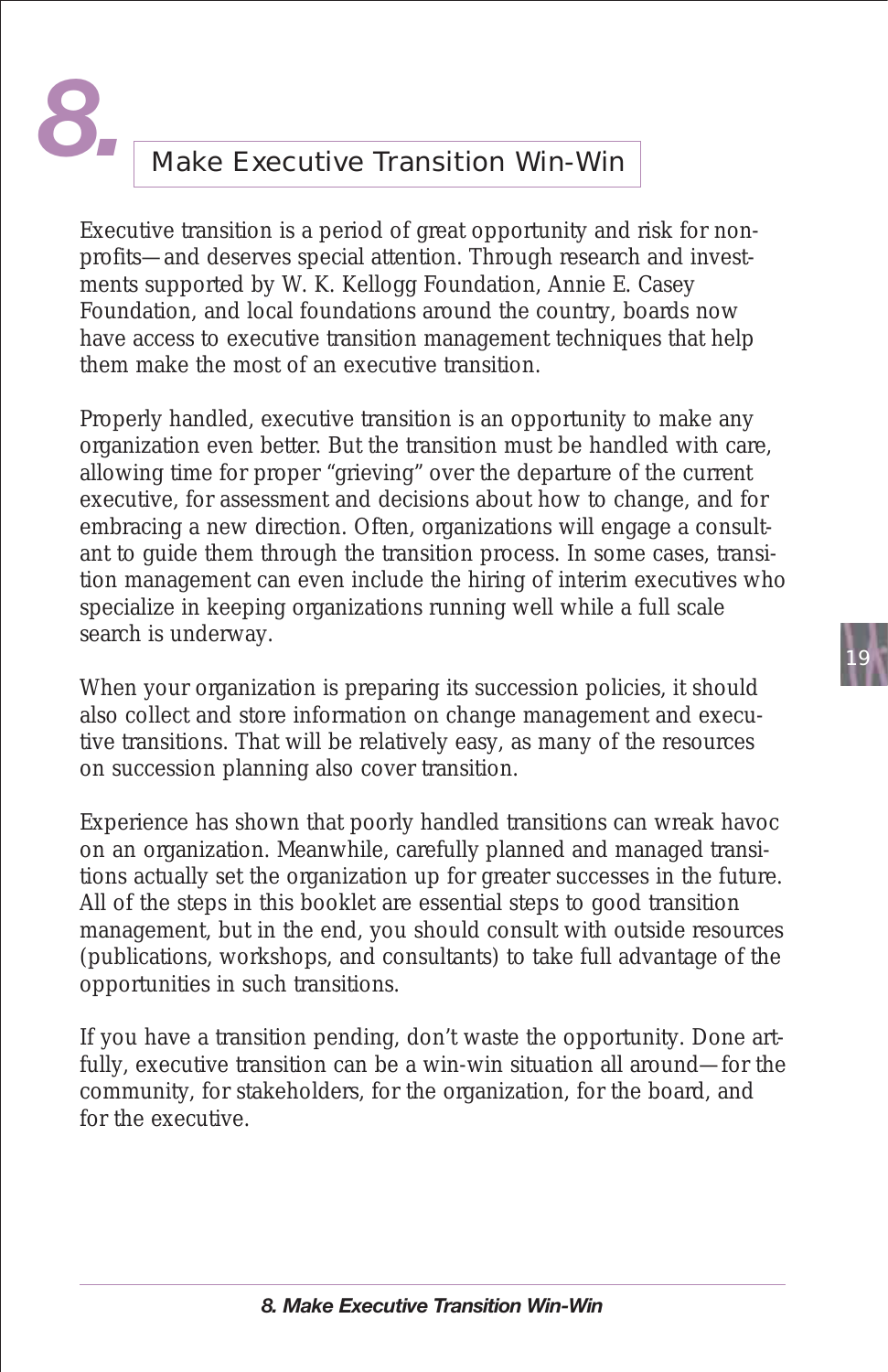# 8. Make Executive Transition Win-Win

Executive transition is a period of great opportunity and risk for nonprofits—and deserves special attention. Through research and investments supported by W. K. Kellogg Foundation, Annie E. Casey Foundation, and local foundations around the country, boards now have access to executive transition management techniques that help them make the most of an executive transition.

Properly handled, executive transition is an opportunity to make any organization even better. But the transition must be handled with care, allowing time for proper "grieving" over the departure of the current executive, for assessment and decisions about how to change, and for embracing a new direction. Often, organizations will engage a consultant to guide them through the transition process. In some cases, transition management can even include the hiring of interim executives who specialize in keeping organizations running well while a full scale search is underway.

When your organization is preparing its succession policies, it should also collect and store information on change management and executive transitions. That will be relatively easy, as many of the resources on succession planning also cover transition.

Experience has shown that poorly handled transitions can wreak havoc on an organization. Meanwhile, carefully planned and managed transitions actually set the organization up for greater successes in the future. All of the steps in this booklet are essential steps to good transition management, but in the end, you should consult with outside resources (publications, workshops, and consultants) to take full advantage of the opportunities in such transitions.

If you have a transition pending, don't waste the opportunity. Done artfully, executive transition can be a win-win situation all around—for the community, for stakeholders, for the organization, for the board, and for the executive.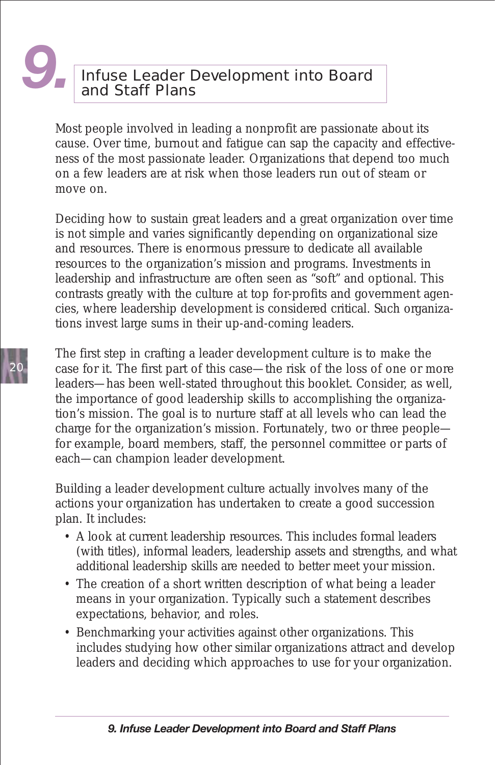# 9. Infuse Leader Development into Board and Staff Plans

Most people involved in leading a nonprofit are passionate about its cause. Over time, burnout and fatigue can sap the capacity and effectiveness of the most passionate leader. Organizations that depend too much on a few leaders are at risk when those leaders run out of steam or move on.

Deciding how to sustain great leaders and a great organization over time is not simple and varies significantly depending on organizational size and resources. There is enormous pressure to dedicate all available resources to the organization's mission and programs. Investments in leadership and infrastructure are often seen as "soft" and optional. This contrasts greatly with the culture at top for-profits and government agencies, where leadership development is considered critical. Such organizations invest large sums in their up-and-coming leaders.

The first step in crafting a leader development culture is to make the case for it. The first part of this case—the risk of the loss of one or more leaders—has been well-stated throughout this booklet. Consider, as well, the importance of good leadership skills to accomplishing the organization's mission. The goal is to nurture staff at all levels who can lead the charge for the organization's mission. Fortunately, two or three people—for example, board members, staff, the personnel committee or parts of each—can champion leader development.

Building a leader development culture actually involves many of the actions your organization has undertaken to create a good succession plan. It includes:

- A look at current leadership resources. This includes formal leaders (with titles), informal leaders, leadership assets and strengths, and what additional leadership skills are needed to better meet your mission.
- The creation of a short written description of what being a leader means in your organization. Typically such a statement describes expectations, behavior, and roles.
- Benchmarking your activities against other organizations. This includes studying how other similar organizations attract and develop leaders and deciding which approaches to use for your organization.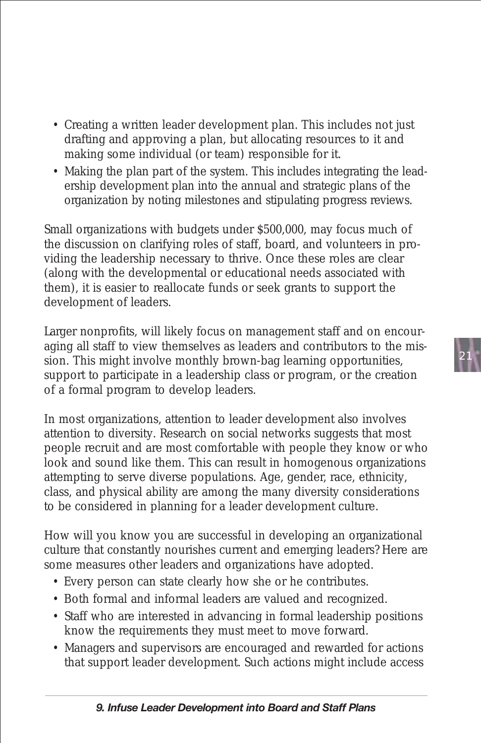- Creating a written leader development plan. This includes not just drafting and approving a plan, but allocating resources to it and making some individual (or team) responsible for it.
- Making the plan part of the system. This includes integrating the leadership development plan into the annual and strategic plans of the organization by noting milestones and stipulating progress reviews.

Small organizations with budgets under $500,000, may focus much of the discussion on clarifying roles of staff, board, and volunteers in providing the leadership necessary to thrive. Once these roles are clear (along with the developmental or educational needs associated with them), it is easier to reallocate funds or seek grants to support the development of leaders.

Larger nonprofits, will likely focus on management staff and on encouraging all staff to view themselves as leaders and contributors to the mission. This might involve monthly brown-bag learning opportunities, support to participate in a leadership class or program, or the creation of a formal program to develop leaders.

In most organizations, attention to leader development also involves attention to diversity. Research on social networks suggests that most people recruit and are most comfortable with people they know or who look and sound like them. This can result in homogenous organizations attempting to serve diverse populations. Age, gender, race, ethnicity, class, and physical ability are among the many diversity considerations to be considered in planning for a leader development culture.

How will you know you are successful in developing an organizational culture that constantly nourishes current and emerging leaders? Here are some measures other leaders and organizations have adopted.

- Every person can state clearly how she or he contributes.
- Both formal and informal leaders are valued and recognized.
- Staff who are interested in advancing in formal leadership positions know the requirements they must meet to move forward.
- Managers and supervisors are encouraged and rewarded for actions that support leader development. Such actions might include access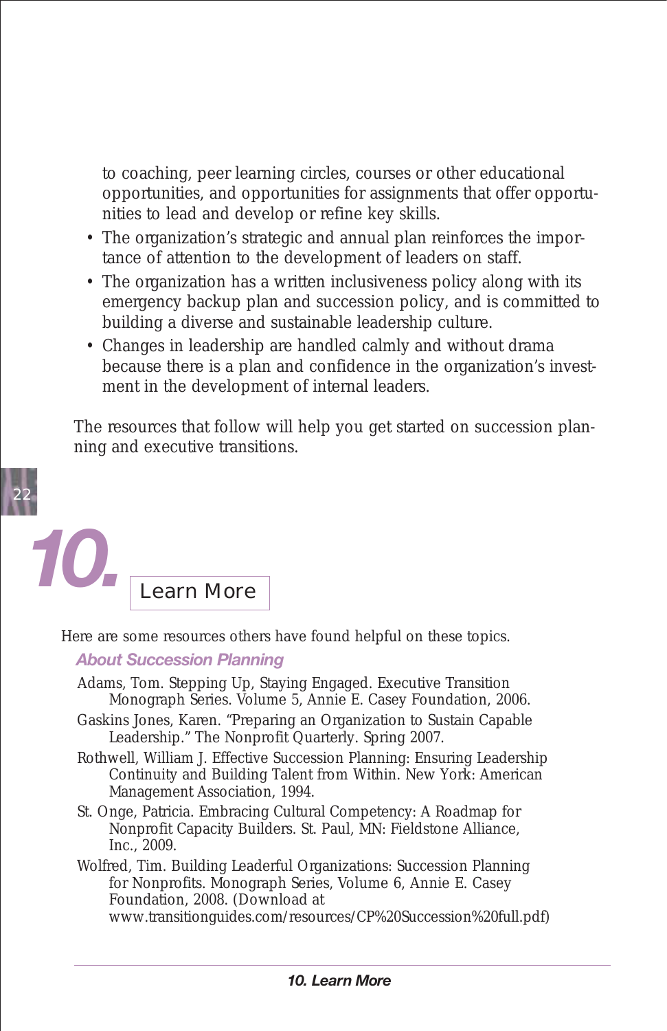to coaching, peer learning circles, courses or other educational opportunities, and opportunities for assignments that offer opportunities to lead and develop or refine key skills.

- The organization's strategic and annual plan reinforces the importance of attention to the development of leaders on staff.
- The organization has a written inclusiveness policy along with its emergency backup plan and succession policy, and is committed to building a diverse and sustainable leadership culture.
- Changes in leadership are handled calmly and without drama because there is a plan and confidence in the organization's investment in the development of internal leaders.

The resources that follow will help you get started on succession planning and executive transitions.

# 10. Learn More

Here are some resources others have found helpful on these topics.

### *About Succession Planning*

Adams, Tom. Stepping Up, Staying Engaged. Executive Transition Monograph Series. Volume 5, Annie E. Casey Foundation, 2006.

Gaskins Jones, Karen. "Preparing an Organization to Sustain Capable Leadership." The Nonprofit Quarterly. Spring 2007.

Rothwell, William J. Effective Succession Planning: Ensuring Leadership Continuity and Building Talent from Within. New York: American Management Association, 1994.

St. Onge, Patricia. Embracing Cultural Competency: A Roadmap for Nonprofit Capacity Builders. St. Paul, MN: Fieldstone Alliance, Inc., 2009.

Wolfred, Tim. Building Leaderful Organizations: Succession Planning for Nonprofits. Monograph Series, Volume 6, Annie E. Casey Foundation, 2008. (Download at www.transitionguides.com/resources/CP%20Succession%20full.pdf)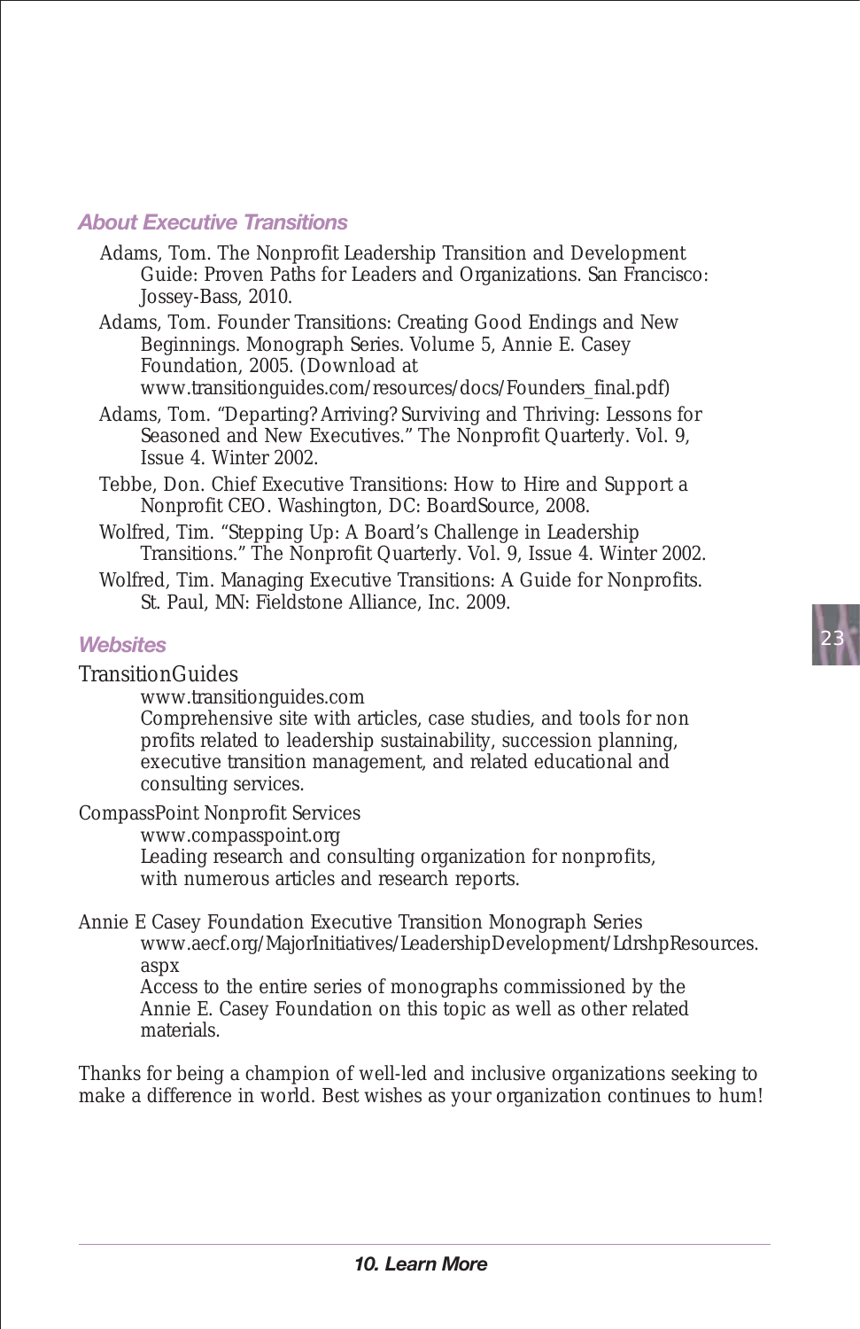### About Executive Transitions

Adams, Tom. The Nonprofit Leadership Transition and Development Guide: Proven Paths for Leaders and Organizations. San Francisco: Jossey-Bass, 2010.

Adams, Tom. Founder Transitions: Creating Good Endings and New Beginnings. Monograph Series. Volume 5, Annie E. Casey Foundation, 2005. (Download at www.transitionguides.com/resources/docs/Founders_final.pdf)

Adams, Tom. "Departing? Arriving? Surviving and Thriving: Lessons for Seasoned and New Executives." The Nonprofit Quarterly. Vol. 9, Issue 4. Winter 2002.

Tebbe, Don. Chief Executive Transitions: How to Hire and Support a Nonprofit CEO. Washington, DC: BoardSource, 2008.

Wolfred, Tim. "Stepping Up: A Board's Challenge in Leadership Transitions." The Nonprofit Quarterly. Vol. 9, Issue 4. Winter 2002.

Wolfred, Tim. Managing Executive Transitions: A Guide for Nonprofits. St. Paul, MN: Fieldstone Alliance, Inc. 2009.

### Websites

TransitionGuides
www.transitionguides.com
Comprehensive site with articles, case studies, and tools for non profits related to leadership sustainability, succession planning, executive transition management, and related educational and consulting services.

CompassPoint Nonprofit Services
www.compasspoint.org
Leading research and consulting organization for nonprofits, with numerous articles and research reports.

Annie E Casey Foundation Executive Transition Monograph Series
www.aecf.org/MajorInitiatives/LeadershipDevelopment/LdrshpResources.aspx
Access to the entire series of monographs commissioned by the Annie E. Casey Foundation on this topic as well as other related materials.

Thanks for being a champion of well-led and inclusive organizations seeking to make a difference in world. Best wishes as your organization continues to hum!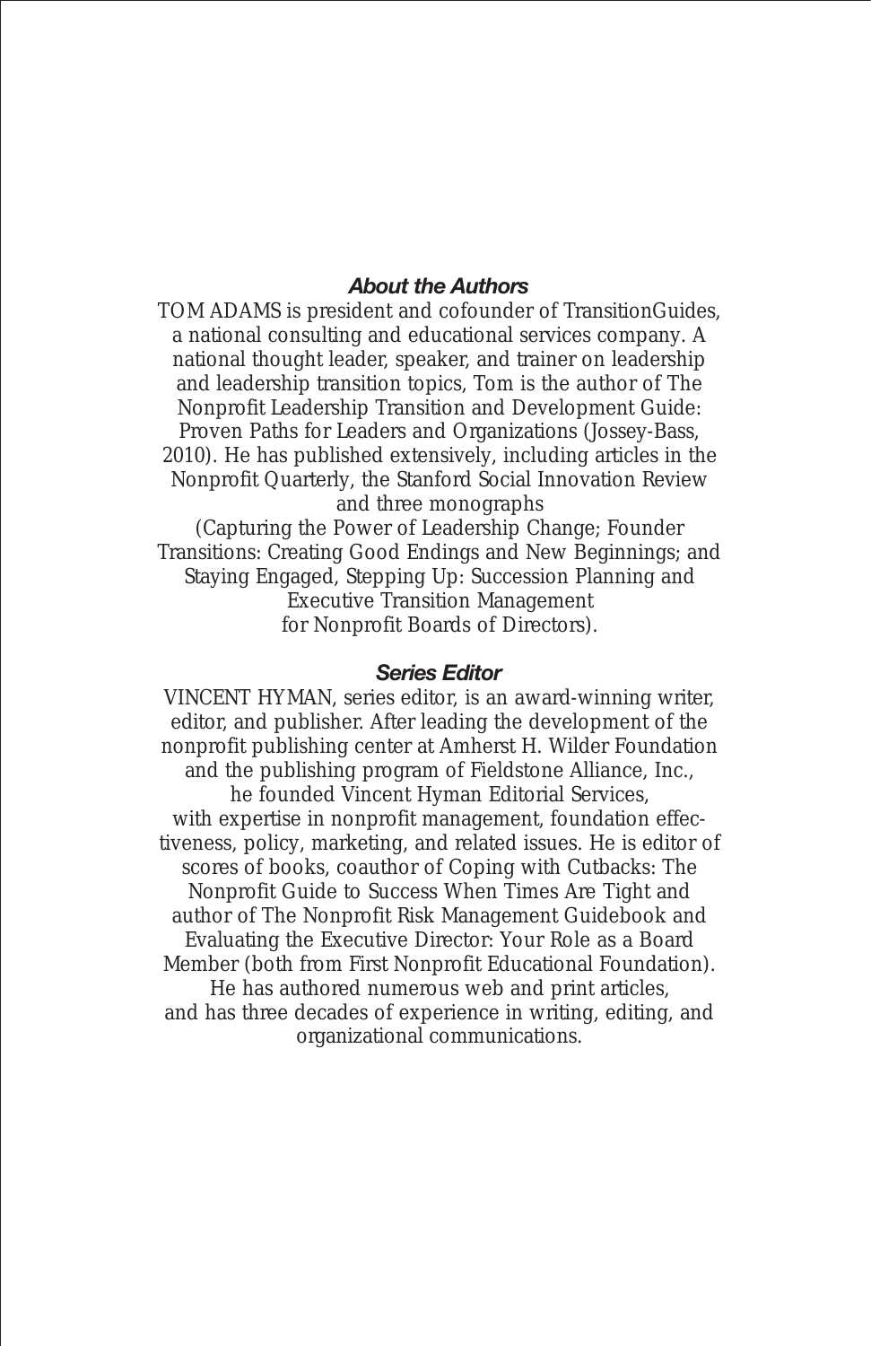## *About the Authors*

TOM ADAMS is president and cofounder of TransitionGuides, a national consulting and educational services company. A national thought leader, speaker, and trainer on leadership and leadership transition topics, Tom is the author of The Nonprofit Leadership Transition and Development Guide: Proven Paths for Leaders and Organizations (Jossey-Bass, 2010). He has published extensively, including articles in the Nonprofit Quarterly, the Stanford Social Innovation Review and three monographs (Capturing the Power of Leadership Change; Founder Transitions: Creating Good Endings and New Beginnings; and Staying Engaged, Stepping Up: Succession Planning and Executive Transition Management for Nonprofit Boards of Directors).

## *Series Editor*

VINCENT HYMAN, series editor, is an award-winning writer, editor, and publisher. After leading the development of the nonprofit publishing center at Amherst H. Wilder Foundation and the publishing program of Fieldstone Alliance, Inc., he founded Vincent Hyman Editorial Services, with expertise in nonprofit management, foundation effectiveness, policy, marketing, and related issues. He is editor of scores of books, coauthor of Coping with Cutbacks: The Nonprofit Guide to Success When Times Are Tight and author of The Nonprofit Risk Management Guidebook and Evaluating the Executive Director: Your Role as a Board Member (both from First Nonprofit Educational Foundation). He has authored numerous web and print articles, and has three decades of experience in writing, editing, and organizational communications.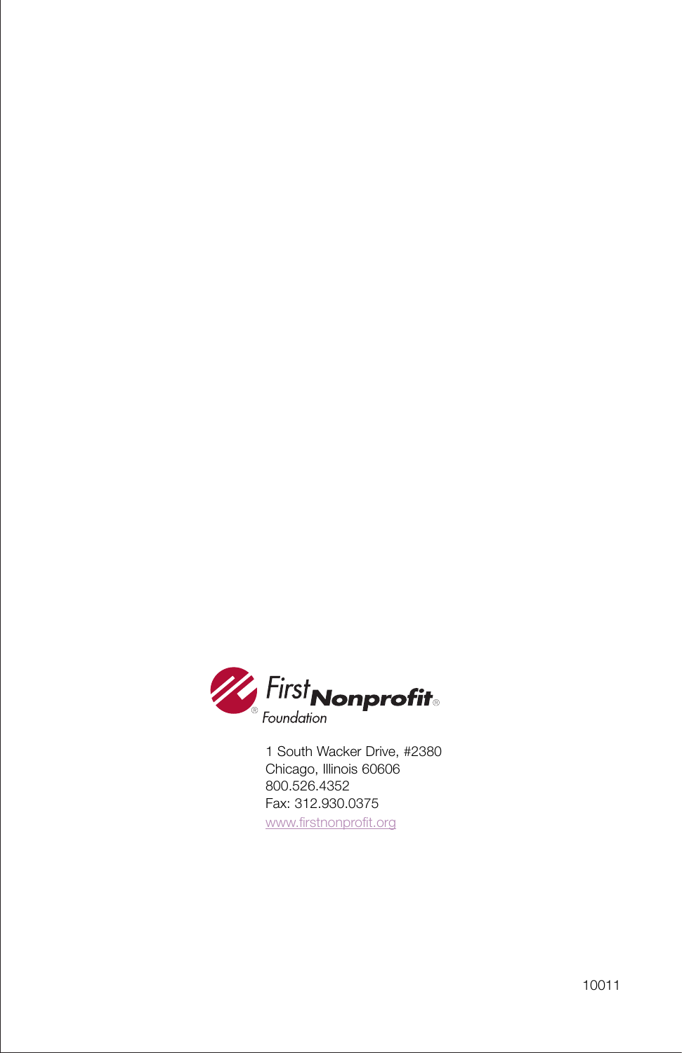First Nonprofit Foundation

1 South Wacker Drive, #2380
Chicago, Illinois 60606
800.526.4352
Fax: 312.930.0375
www.firstnonprofit.org

10011